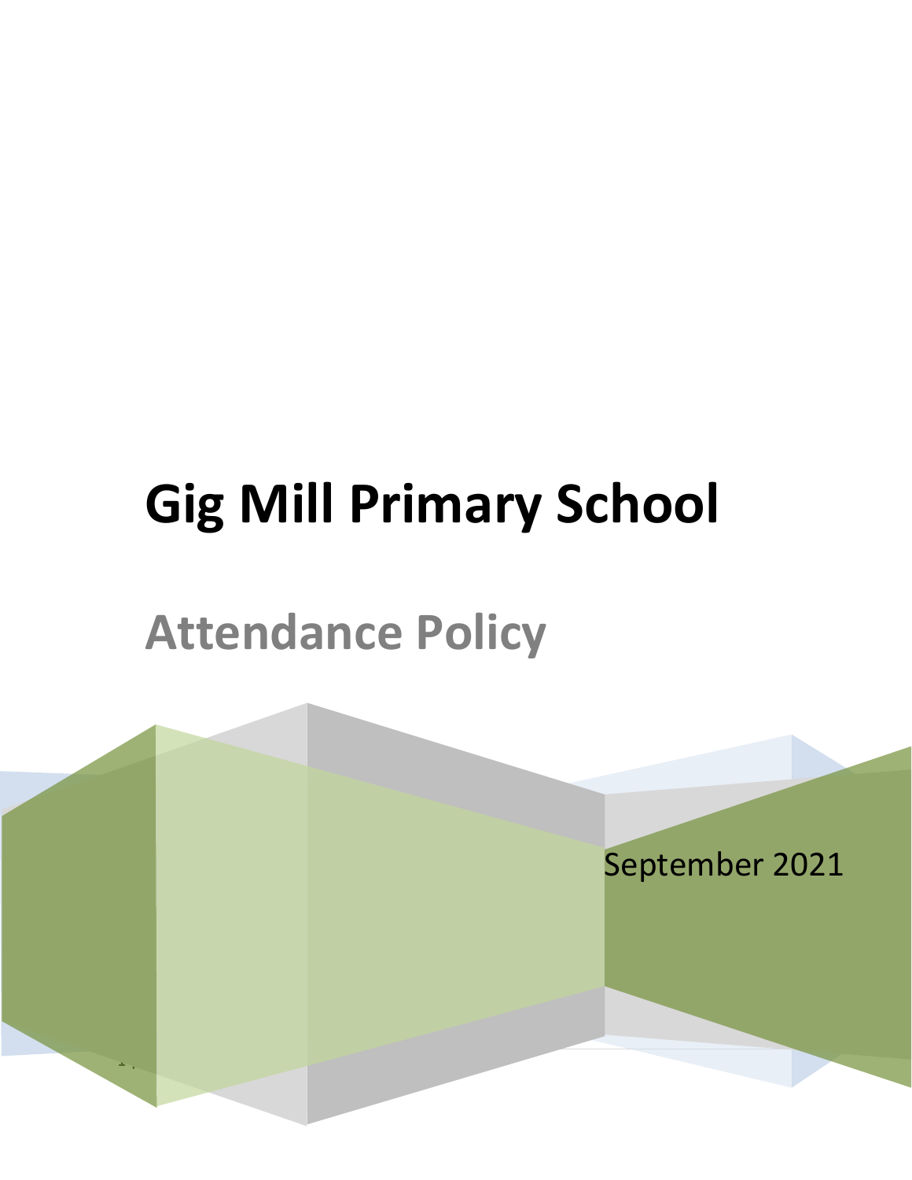# Gig Mill Primary School

## Attendance Policy

September 2021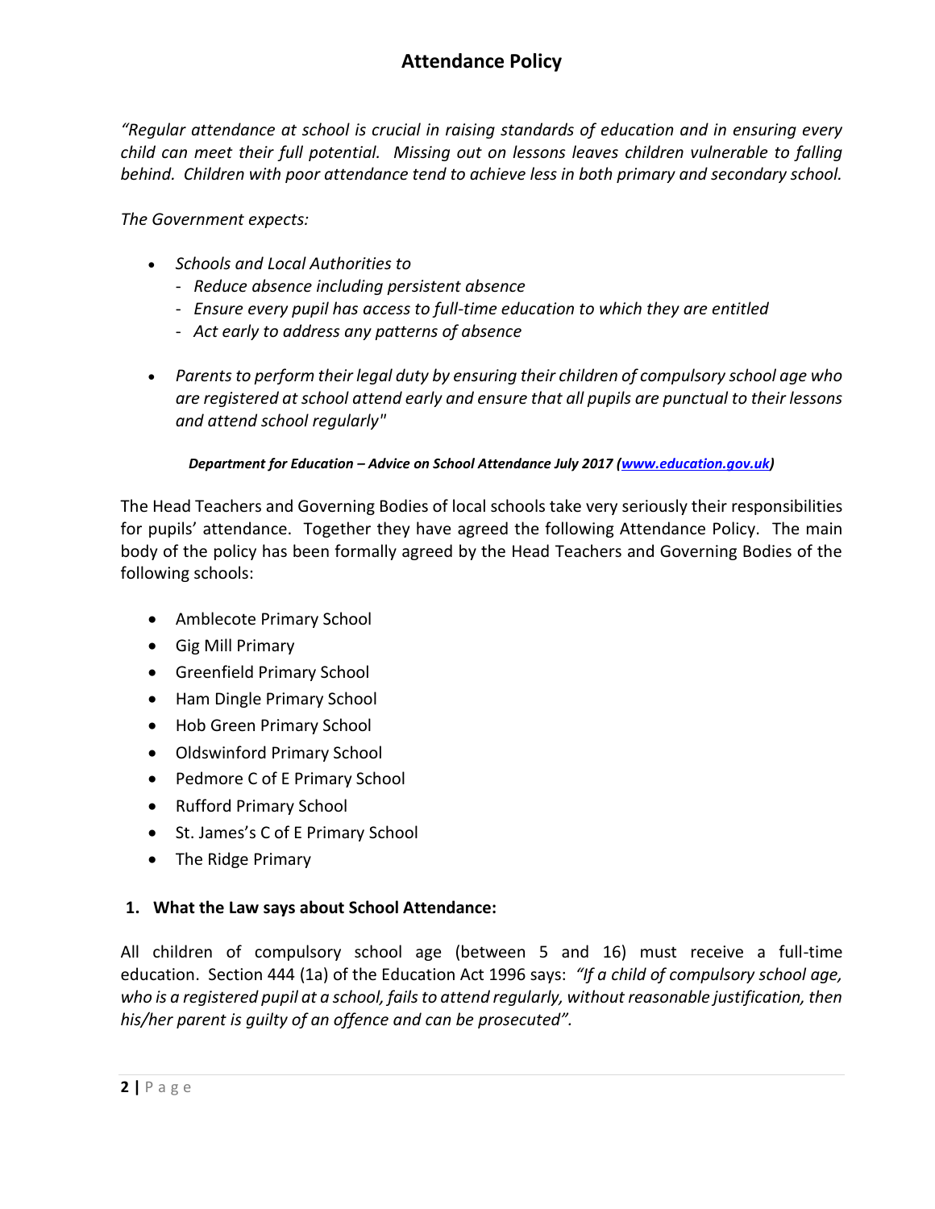# Attendance Policy

*"Regular attendance at school is crucial in raising standards of education and in ensuring every child can meet their full potential. Missing out on lessons leaves children vulnerable to falling behind. Children with poor attendance tend to achieve less in both primary and secondary school.*

*The Government expects:*

- *Schools and Local Authorities to*
  - *Reduce absence including persistent absence*
  - *Ensure every pupil has access to full-time education to which they are entitled*
  - *Act early to address any patterns of absence*

- *Parents to perform their legal duty by ensuring their children of compulsory school age who are registered at school attend early and ensure that all pupils are punctual to their lessons and attend school regularly"*

***Department for Education – Advice on School Attendance July 2017 ([www.education.gov.uk](www.education.gov.uk))***

The Head Teachers and Governing Bodies of local schools take very seriously their responsibilities for pupils' attendance. Together they have agreed the following Attendance Policy. The main body of the policy has been formally agreed by the Head Teachers and Governing Bodies of the following schools:

- Amblecote Primary School
- Gig Mill Primary
- Greenfield Primary School
- Ham Dingle Primary School
- Hob Green Primary School
- Oldswinford Primary School
- Pedmore C of E Primary School
- Rufford Primary School
- St. James's C of E Primary School
- The Ridge Primary

## 1. What the Law says about School Attendance:

All children of compulsory school age (between 5 and 16) must receive a full-time education. Section 444 (1a) of the Education Act 1996 says: *"If a child of compulsory school age, who is a registered pupil at a school, fails to attend regularly, without reasonable justification, then his/her parent is guilty of an offence and can be prosecuted".*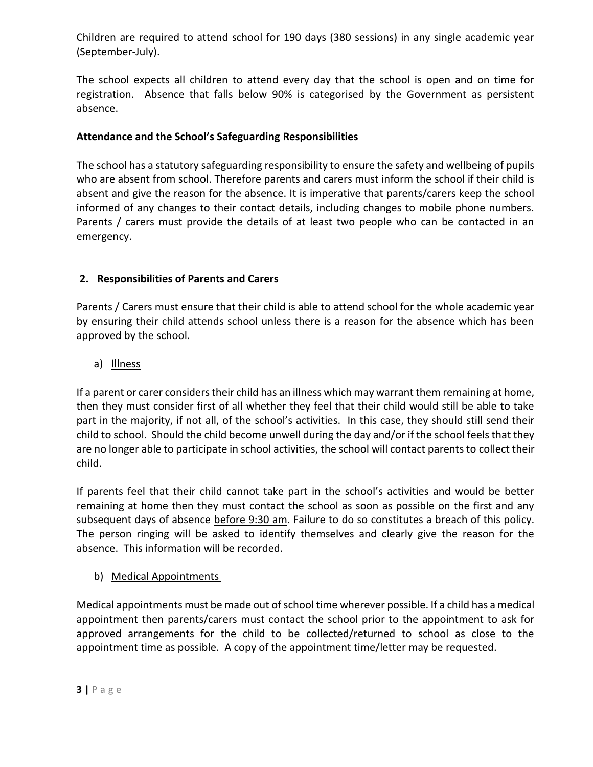Children are required to attend school for 190 days (380 sessions) in any single academic year (September-July).

The school expects all children to attend every day that the school is open and on time for registration. Absence that falls below 90% is categorised by the Government as persistent absence.

**Attendance and the School's Safeguarding Responsibilities**

The school has a statutory safeguarding responsibility to ensure the safety and wellbeing of pupils who are absent from school. Therefore parents and carers must inform the school if their child is absent and give the reason for the absence. It is imperative that parents/carers keep the school informed of any changes to their contact details, including changes to mobile phone numbers. Parents / carers must provide the details of at least two people who can be contacted in an emergency.

## 2. Responsibilities of Parents and Carers

Parents / Carers must ensure that their child is able to attend school for the whole academic year by ensuring their child attends school unless there is a reason for the absence which has been approved by the school.

a) <u>Illness</u>

If a parent or carer considers their child has an illness which may warrant them remaining at home, then they must consider first of all whether they feel that their child would still be able to take part in the majority, if not all, of the school's activities. In this case, they should still send their child to school. Should the child become unwell during the day and/or if the school feels that they are no longer able to participate in school activities, the school will contact parents to collect their child.

If parents feel that their child cannot take part in the school's activities and would be better remaining at home then they must contact the school as soon as possible on the first and any subsequent days of absence <u>before 9:30 am</u>. Failure to do so constitutes a breach of this policy. The person ringing will be asked to identify themselves and clearly give the reason for the absence. This information will be recorded.

b) <u>Medical Appointments</u>

Medical appointments must be made out of school time wherever possible. If a child has a medical appointment then parents/carers must contact the school prior to the appointment to ask for approved arrangements for the child to be collected/returned to school as close to the appointment time as possible. A copy of the appointment time/letter may be requested.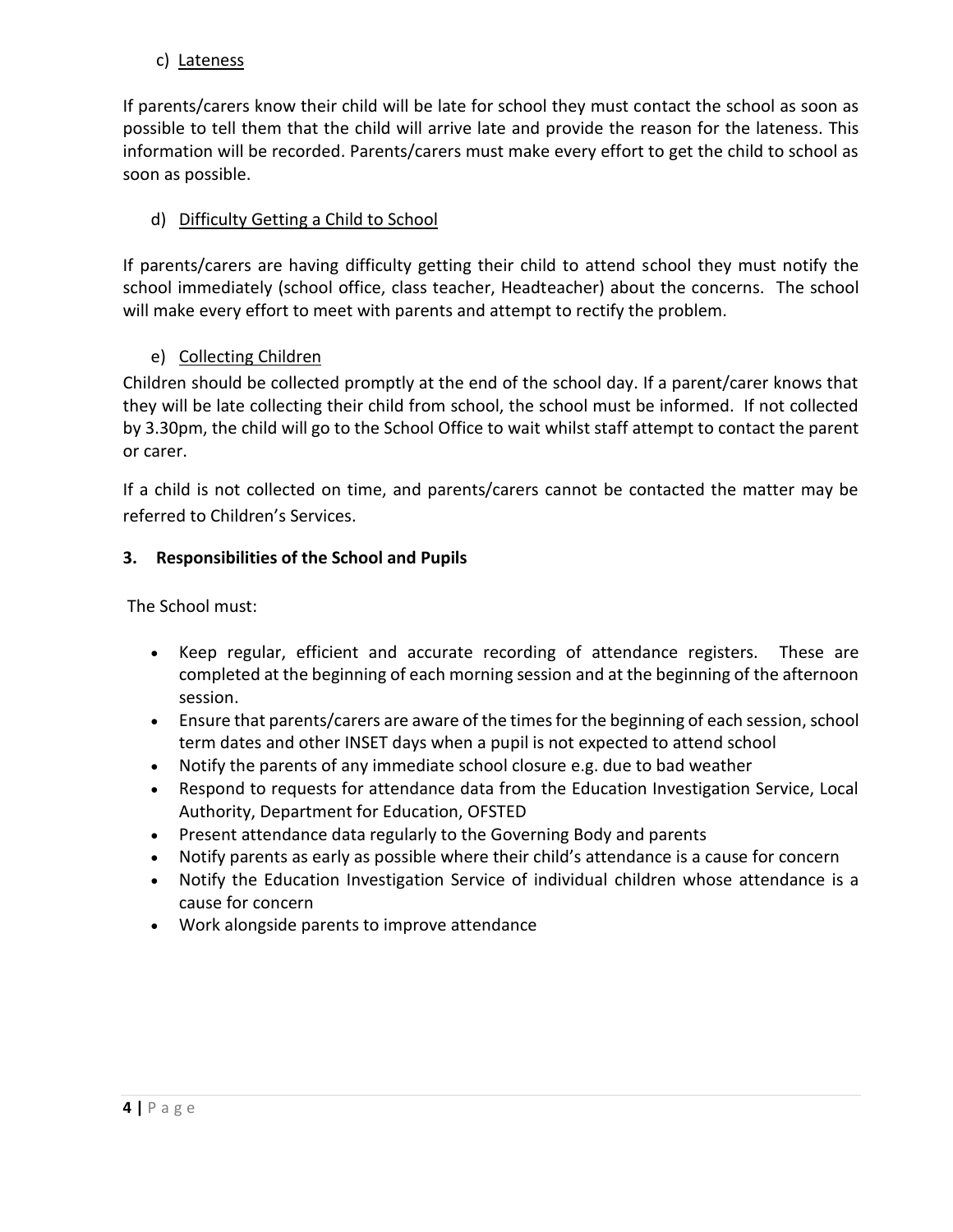c) Lateness

If parents/carers know their child will be late for school they must contact the school as soon as possible to tell them that the child will arrive late and provide the reason for the lateness. This information will be recorded. Parents/carers must make every effort to get the child to school as soon as possible.

d) Difficulty Getting a Child to School

If parents/carers are having difficulty getting their child to attend school they must notify the school immediately (school office, class teacher, Headteacher) about the concerns. The school will make every effort to meet with parents and attempt to rectify the problem.

e) Collecting Children

Children should be collected promptly at the end of the school day. If a parent/carer knows that they will be late collecting their child from school, the school must be informed. If not collected by 3.30pm, the child will go to the School Office to wait whilst staff attempt to contact the parent or carer.

If a child is not collected on time, and parents/carers cannot be contacted the matter may be referred to Children's Services.

## 3. Responsibilities of the School and Pupils

The School must:

- Keep regular, efficient and accurate recording of attendance registers. These are completed at the beginning of each morning session and at the beginning of the afternoon session.
- Ensure that parents/carers are aware of the times for the beginning of each session, school term dates and other INSET days when a pupil is not expected to attend school
- Notify the parents of any immediate school closure e.g. due to bad weather
- Respond to requests for attendance data from the Education Investigation Service, Local Authority, Department for Education, OFSTED
- Present attendance data regularly to the Governing Body and parents
- Notify parents as early as possible where their child's attendance is a cause for concern
- Notify the Education Investigation Service of individual children whose attendance is a cause for concern
- Work alongside parents to improve attendance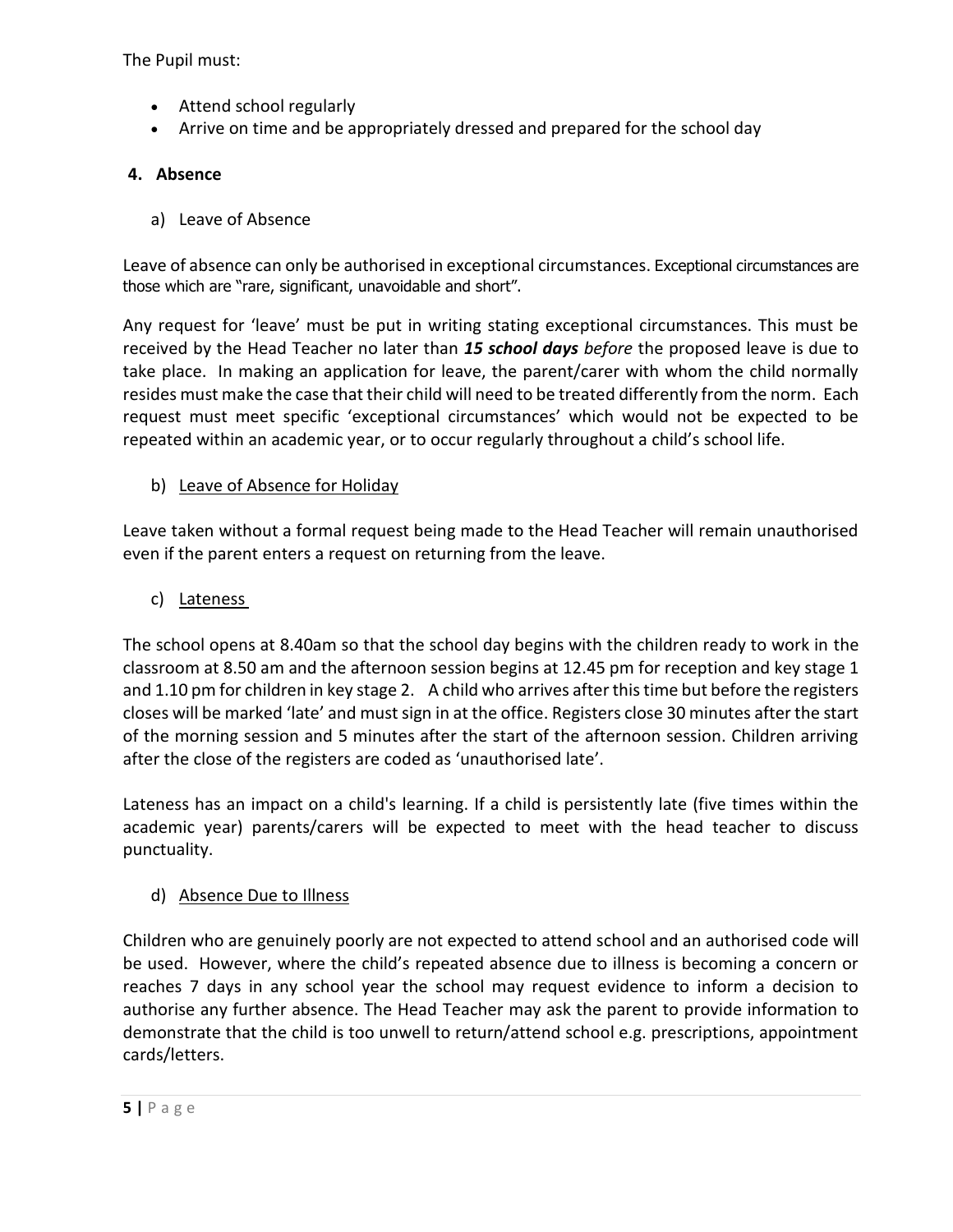The Pupil must:

- Attend school regularly
- Arrive on time and be appropriately dressed and prepared for the school day

## 4. Absence

### a) Leave of Absence

Leave of absence can only be authorised in exceptional circumstances. Exceptional circumstances are those which are "rare, significant, unavoidable and short".

Any request for 'leave' must be put in writing stating exceptional circumstances. This must be received by the Head Teacher no later than ***15 school days*** *before* the proposed leave is due to take place. In making an application for leave, the parent/carer with whom the child normally resides must make the case that their child will need to be treated differently from the norm. Each request must meet specific 'exceptional circumstances' which would not be expected to be repeated within an academic year, or to occur regularly throughout a child's school life.

### b) Leave of Absence for Holiday

Leave taken without a formal request being made to the Head Teacher will remain unauthorised even if the parent enters a request on returning from the leave.

### c) Lateness

The school opens at 8.40am so that the school day begins with the children ready to work in the classroom at 8.50 am and the afternoon session begins at 12.45 pm for reception and key stage 1 and 1.10 pm for children in key stage 2. A child who arrives after this time but before the registers closes will be marked 'late' and must sign in at the office. Registers close 30 minutes after the start of the morning session and 5 minutes after the start of the afternoon session. Children arriving after the close of the registers are coded as 'unauthorised late'.

Lateness has an impact on a child's learning. If a child is persistently late (five times within the academic year) parents/carers will be expected to meet with the head teacher to discuss punctuality.

### d) Absence Due to Illness

Children who are genuinely poorly are not expected to attend school and an authorised code will be used. However, where the child's repeated absence due to illness is becoming a concern or reaches 7 days in any school year the school may request evidence to inform a decision to authorise any further absence. The Head Teacher may ask the parent to provide information to demonstrate that the child is too unwell to return/attend school e.g. prescriptions, appointment cards/letters.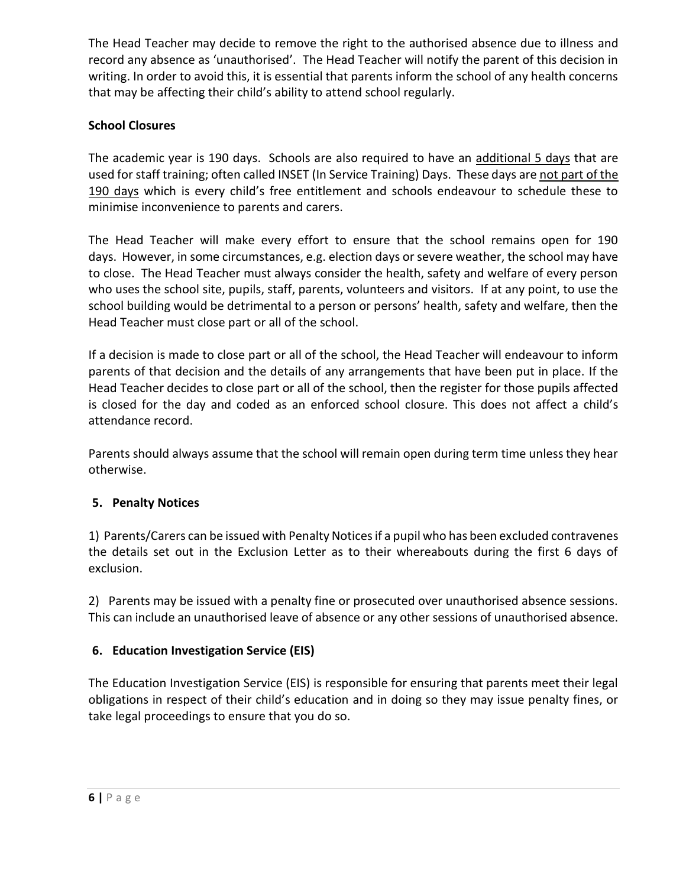The Head Teacher may decide to remove the right to the authorised absence due to illness and record any absence as 'unauthorised'. The Head Teacher will notify the parent of this decision in writing. In order to avoid this, it is essential that parents inform the school of any health concerns that may be affecting their child's ability to attend school regularly.

**School Closures**

The academic year is 190 days. Schools are also required to have an <u>additional 5 days</u> that are used for staff training; often called INSET (In Service Training) Days. These days are <u>not part of the 190 days</u> which is every child's free entitlement and schools endeavour to schedule these to minimise inconvenience to parents and carers.

The Head Teacher will make every effort to ensure that the school remains open for 190 days. However, in some circumstances, e.g. election days or severe weather, the school may have to close. The Head Teacher must always consider the health, safety and welfare of every person who uses the school site, pupils, staff, parents, volunteers and visitors. If at any point, to use the school building would be detrimental to a person or persons' health, safety and welfare, then the Head Teacher must close part or all of the school.

If a decision is made to close part or all of the school, the Head Teacher will endeavour to inform parents of that decision and the details of any arrangements that have been put in place. If the Head Teacher decides to close part or all of the school, then the register for those pupils affected is closed for the day and coded as an enforced school closure. This does not affect a child's attendance record.

Parents should always assume that the school will remain open during term time unless they hear otherwise.

## 5. Penalty Notices

1) Parents/Carers can be issued with Penalty Notices if a pupil who has been excluded contravenes the details set out in the Exclusion Letter as to their whereabouts during the first 6 days of exclusion.

2) Parents may be issued with a penalty fine or prosecuted over unauthorised absence sessions. This can include an unauthorised leave of absence or any other sessions of unauthorised absence.

## 6. Education Investigation Service (EIS)

The Education Investigation Service (EIS) is responsible for ensuring that parents meet their legal obligations in respect of their child's education and in doing so they may issue penalty fines, or take legal proceedings to ensure that you do so.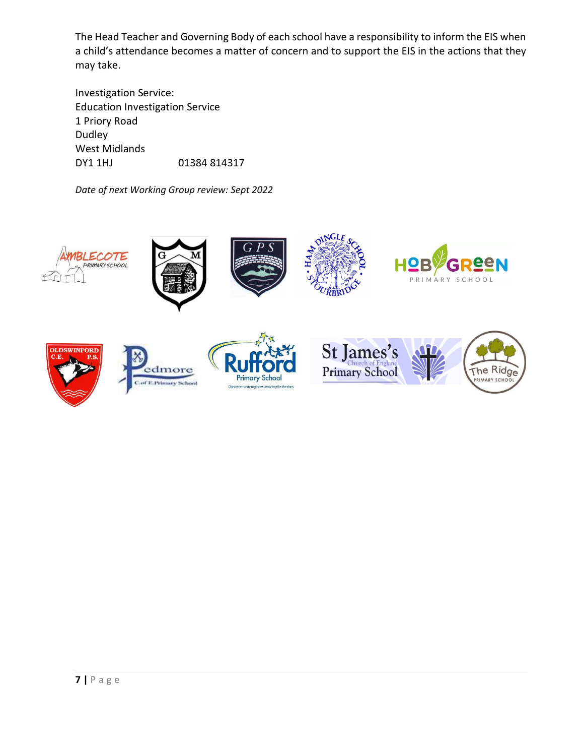The Head Teacher and Governing Body of each school have a responsibility to inform the EIS when a child's attendance becomes a matter of concern and to support the EIS in the actions that they may take.

Investigation Service:
Education Investigation Service
1 Priory Road
Dudley
West Midlands
DY1 1HJ 01384 814317

*Date of next Working Group review: Sept 2022*